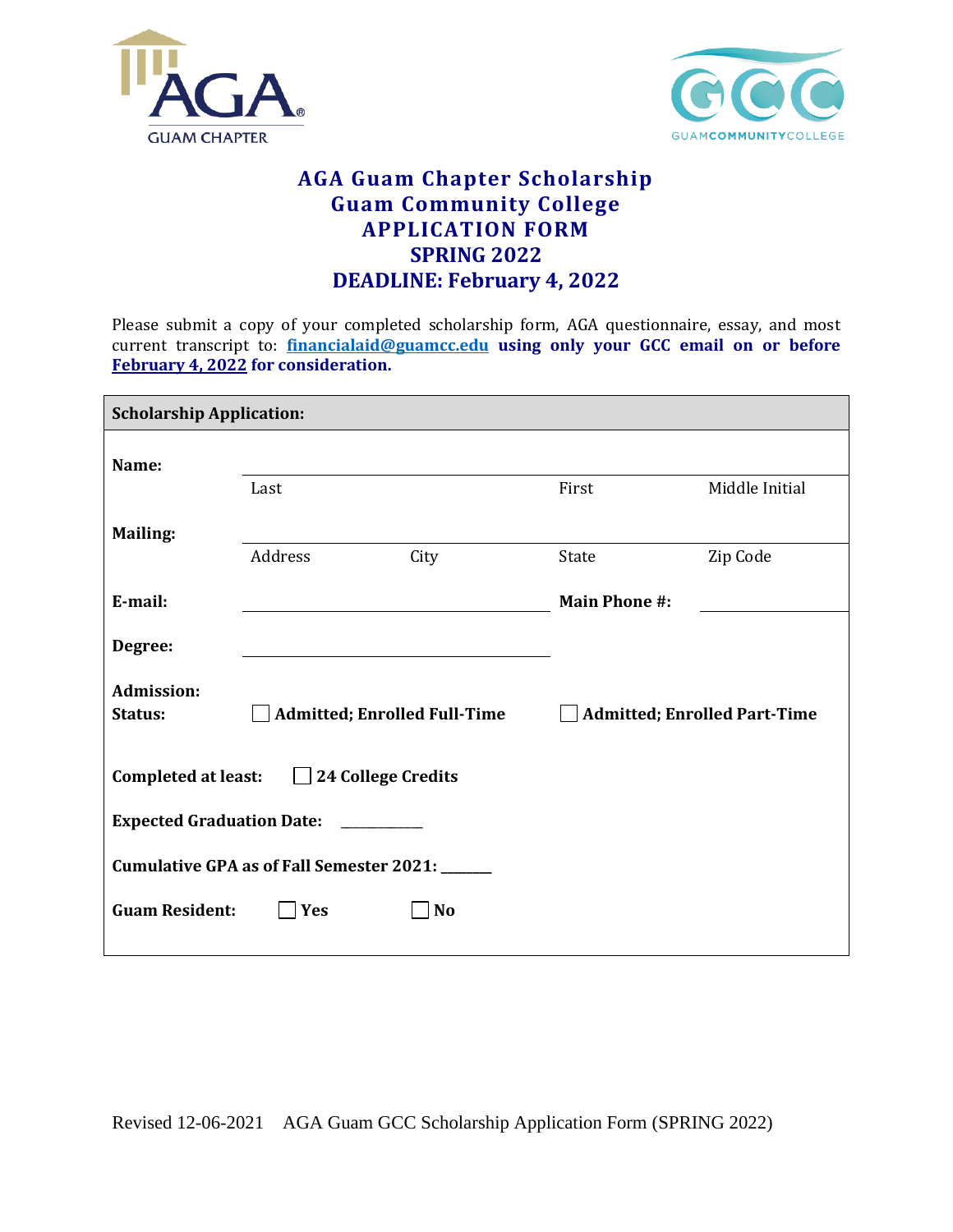AGA GUAM CHAPTER

GUAM COMMUNITY COLLEGE

# AGA Guam Chapter Scholarship
# Guam Community College
# APPLICATION FORM
# SPRING 2022
# DEADLINE: February 4, 2022

Please submit a copy of your completed scholarship form, AGA questionnaire, essay, and most current transcript to: **financialaid@guamcc.edu using only your GCC email on or before February 4, 2022 for consideration.**

**Scholarship Application:**

**Name:** ______________________________________________
Last First Middle Initial

**Mailing:** ______________________________________________
Address City State Zip Code

**E-mail:** ______________________ **Main Phone #:** ______________

**Degree:** ______________________

**Admission: Status:** ☐ **Admitted; Enrolled Full-Time** ☐ **Admitted; Enrolled Part-Time**

**Completed at least:** ☐ **24 College Credits**

**Expected Graduation Date:** __________

**Cumulative GPA as of Fall Semester 2021:** ______

**Guam Resident:** ☐ **Yes** ☐ **No**

Revised 12-06-2021 AGA Guam GCC Scholarship Application Form (SPRING 2022)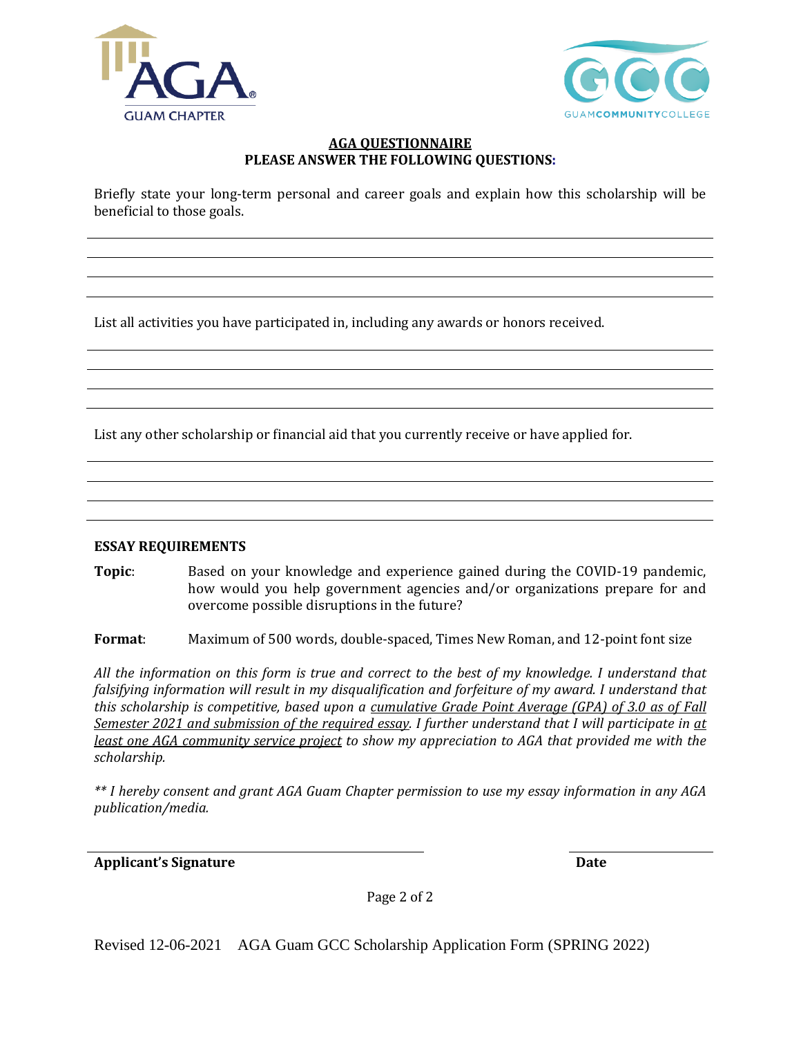AGA GUAM CHAPTER

GUAMCOMMUNITYCOLLEGE

**AGA QUESTIONNAIRE**
**PLEASE ANSWER THE FOLLOWING QUESTIONS:**

Briefly state your long-term personal and career goals and explain how this scholarship will be beneficial to those goals.

___________________________________________________________________________

___________________________________________________________________________

___________________________________________________________________________

___________________________________________________________________________

List all activities you have participated in, including any awards or honors received.

___________________________________________________________________________

___________________________________________________________________________

___________________________________________________________________________

___________________________________________________________________________

List any other scholarship or financial aid that you currently receive or have applied for.

___________________________________________________________________________

___________________________________________________________________________

___________________________________________________________________________

___________________________________________________________________________

**ESSAY REQUIREMENTS**

**Topic**: Based on your knowledge and experience gained during the COVID-19 pandemic, how would you help government agencies and/or organizations prepare for and overcome possible disruptions in the future?

**Format**: Maximum of 500 words, double-spaced, Times New Roman, and 12-point font size

*All the information on this form is true and correct to the best of my knowledge. I understand that falsifying information will result in my disqualification and forfeiture of my award. I understand that this scholarship is competitive, based upon a <u>cumulative Grade Point Average (GPA) of 3.0 as of Fall Semester 2021 and submission of the required essay</u>. I further understand that I will participate in <u>at least one AGA community service project</u> to show my appreciation to AGA that provided me with the scholarship.*

*\*\* I hereby consent and grant AGA Guam Chapter permission to use my essay information in any AGA publication/media.*

_________________________________________ ____________________

**Applicant's Signature** **Date**

Revised 12-06-2021 AGA Guam GCC Scholarship Application Form (SPRING 2022)